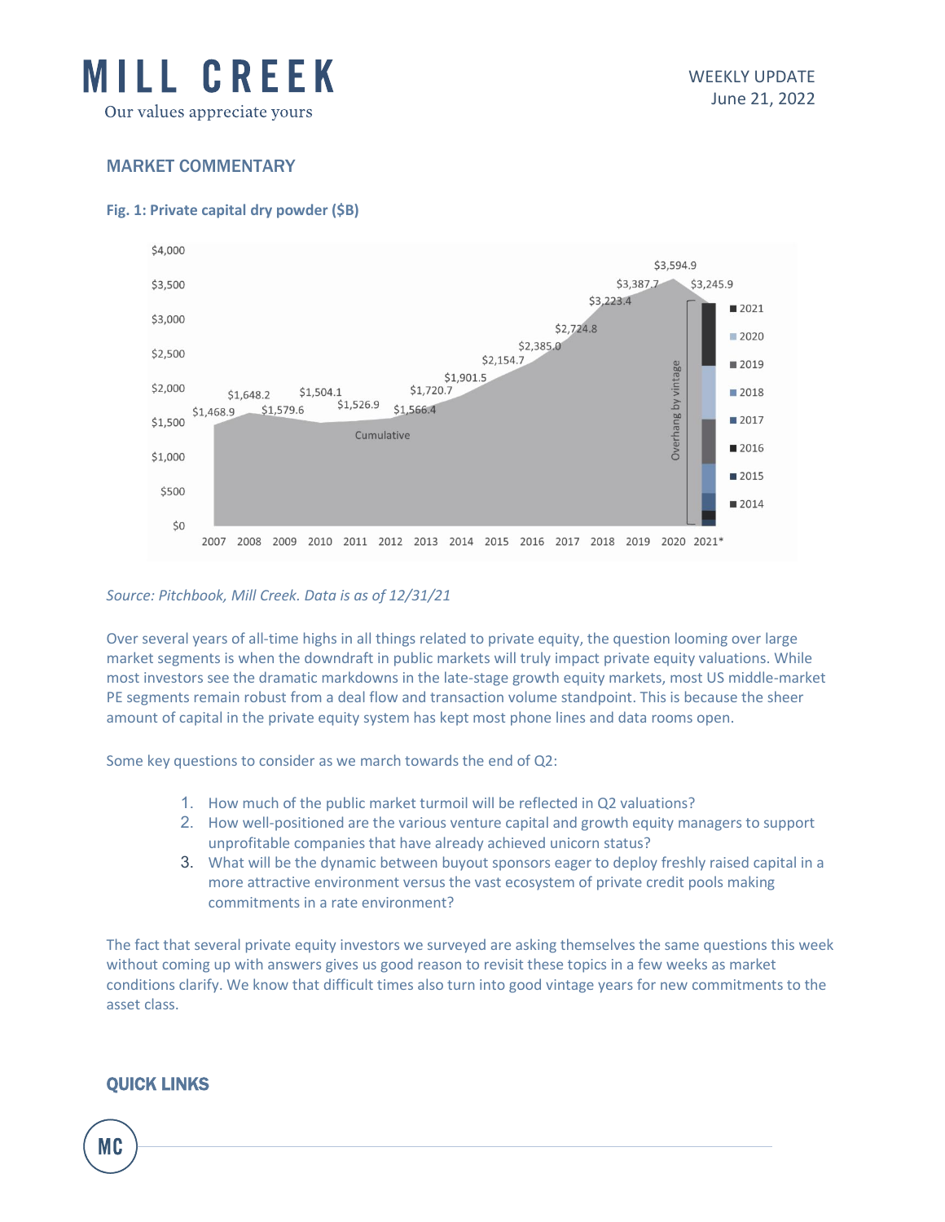# MILL CREEK

Our values appreciate yours

WEEKLY UPDATE
June 21, 2022

## MARKET COMMENTARY

**Fig. 1: Private capital dry powder ($B)**

| Year | Dry powder ($B) |
|---|---|
| 2007 | $1,468.9 |
| 2008 | $1,648.2 |
| 2009 | $1,579.6 |
| 2010 | $1,504.1 |
| 2011 | $1,526.9 |
| 2012 | $1,566.4 |
| 2013 | $1,720.7 |
| 2014 | $1,901.5 |
| 2015 | $2,154.7 |
| 2016 | $2,385.0 |
| 2017 | $2,724.8 |
| 2018 | $3,223.4 |
| 2019 | $3,387.7 |
| 2020 | $3,594.9 |
| 2021* | $3,245.9 |

Cumulative; 2021* bar: Overhang by vintage (2014, 2015, 2016, 2017, 2018, 2019, 2020, 2021)

*Source: Pitchbook, Mill Creek. Data is as of 12/31/21*

Over several years of all-time highs in all things related to private equity, the question looming over large market segments is when the downdraft in public markets will truly impact private equity valuations. While most investors see the dramatic markdowns in the late-stage growth equity markets, most US middle-market PE segments remain robust from a deal flow and transaction volume standpoint. This is because the sheer amount of capital in the private equity system has kept most phone lines and data rooms open.

Some key questions to consider as we march towards the end of Q2:

1. How much of the public market turmoil will be reflected in Q2 valuations?
2. How well-positioned are the various venture capital and growth equity managers to support unprofitable companies that have already achieved unicorn status?
3. What will be the dynamic between buyout sponsors eager to deploy freshly raised capital in a more attractive environment versus the vast ecosystem of private credit pools making commitments in a rate environment?

The fact that several private equity investors we surveyed are asking themselves the same questions this week without coming up with answers gives us good reason to revisit these topics in a few weeks as market conditions clarify. We know that difficult times also turn into good vintage years for new commitments to the asset class.

## QUICK LINKS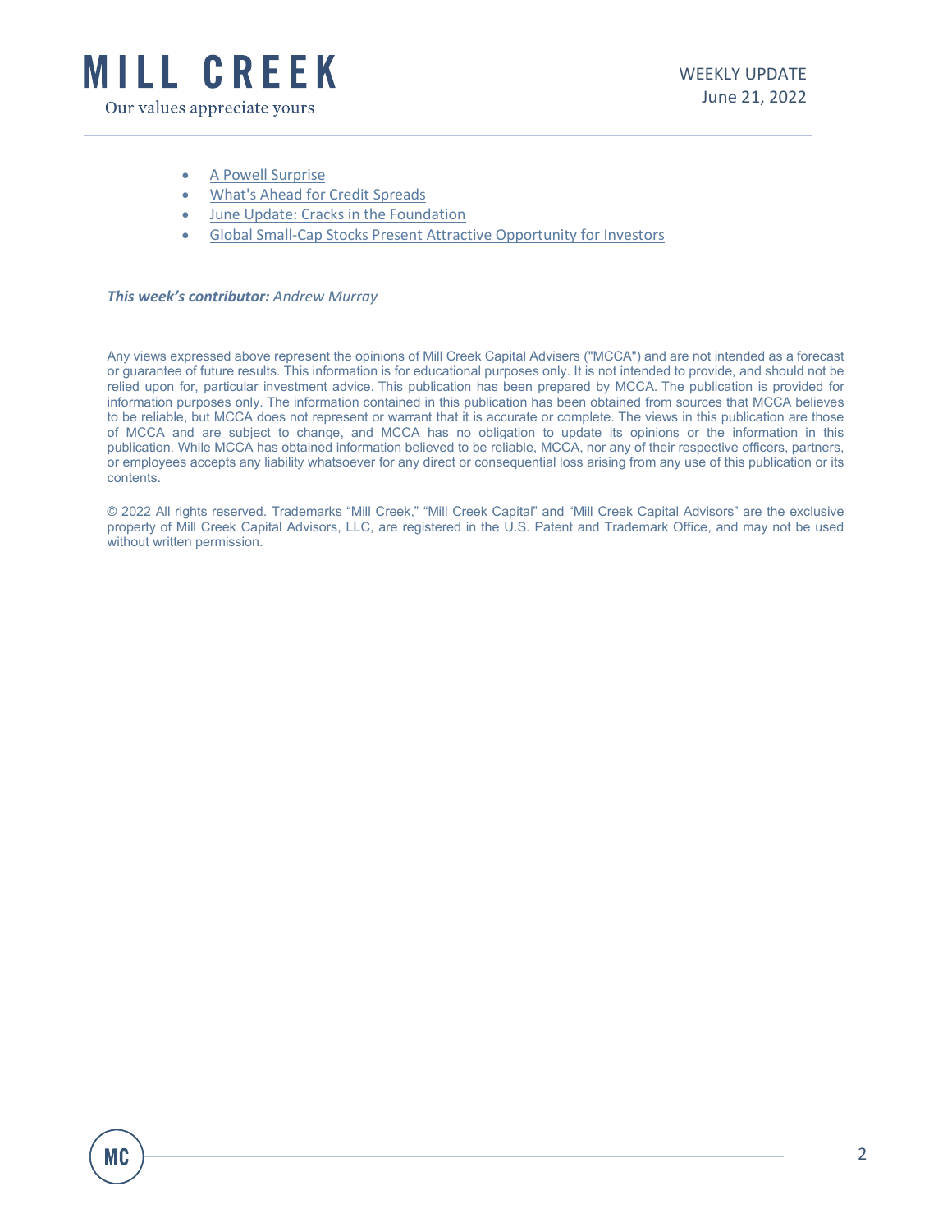- A Powell Surprise
- What's Ahead for Credit Spreads
- June Update: Cracks in the Foundation
- Global Small-Cap Stocks Present Attractive Opportunity for Investors

***This week's contributor:*** *Andrew Murray*

Any views expressed above represent the opinions of Mill Creek Capital Advisers ("MCCA") and are not intended as a forecast or guarantee of future results. This information is for educational purposes only. It is not intended to provide, and should not be relied upon for, particular investment advice. This publication has been prepared by MCCA. The publication is provided for information purposes only. The information contained in this publication has been obtained from sources that MCCA believes to be reliable, but MCCA does not represent or warrant that it is accurate or complete. The views in this publication are those of MCCA and are subject to change, and MCCA has no obligation to update its opinions or the information in this publication. While MCCA has obtained information believed to be reliable, MCCA, nor any of their respective officers, partners, or employees accepts any liability whatsoever for any direct or consequential loss arising from any use of this publication or its contents.

© 2022 All rights reserved. Trademarks "Mill Creek," "Mill Creek Capital" and "Mill Creek Capital Advisors" are the exclusive property of Mill Creek Capital Advisors, LLC, are registered in the U.S. Patent and Trademark Office, and may not be used without written permission.